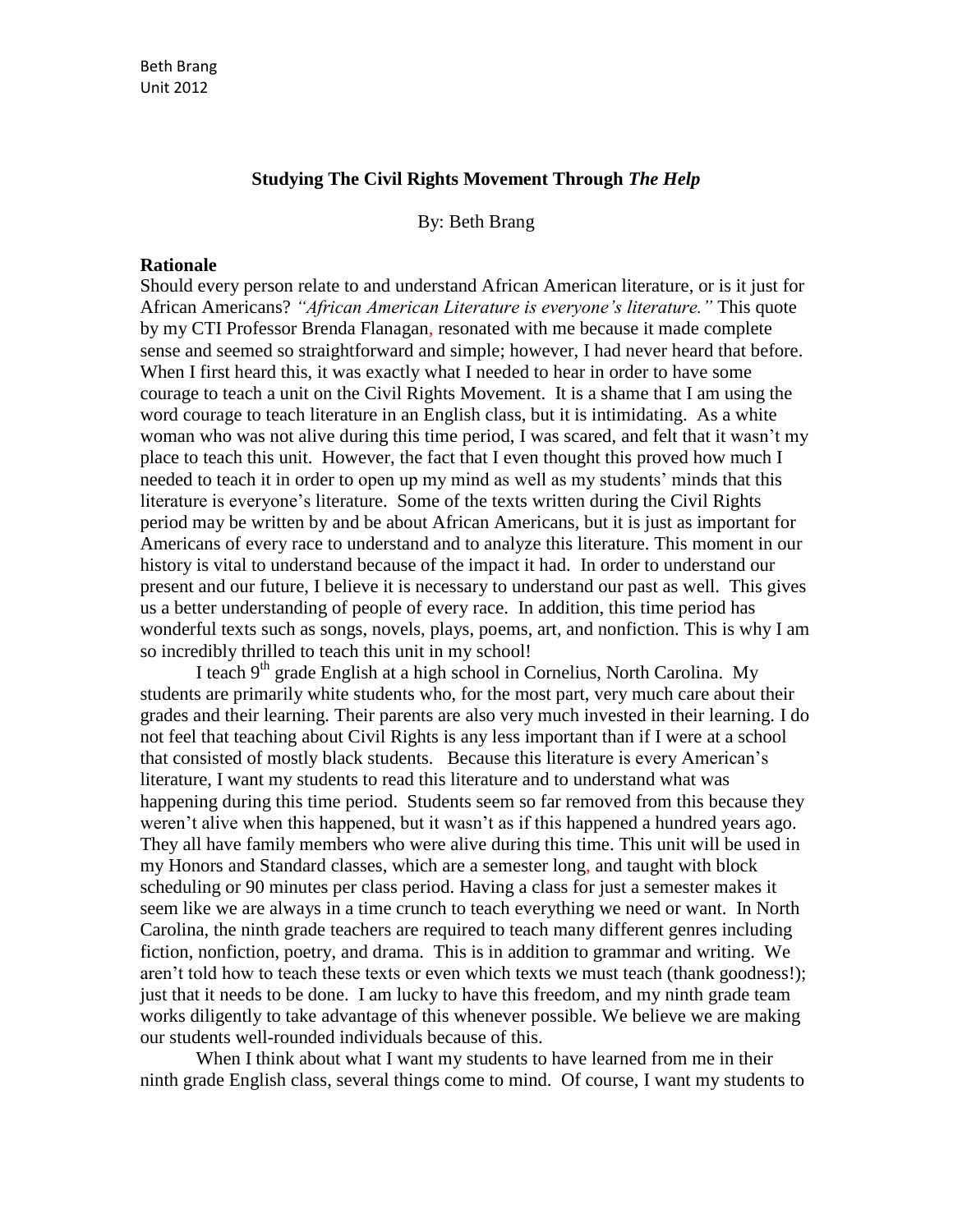Beth Brang
Unit 2012

# Studying The Civil Rights Movement Through *The Help*

By: Beth Brang

## Rationale

Should every person relate to and understand African American literature, or is it just for African Americans? *"African American Literature is everyone's literature."* This quote by my CTI Professor Brenda Flanagan, resonated with me because it made complete sense and seemed so straightforward and simple; however, I had never heard that before. When I first heard this, it was exactly what I needed to hear in order to have some courage to teach a unit on the Civil Rights Movement. It is a shame that I am using the word courage to teach literature in an English class, but it is intimidating. As a white woman who was not alive during this time period, I was scared, and felt that it wasn't my place to teach this unit. However, the fact that I even thought this proved how much I needed to teach it in order to open up my mind as well as my students' minds that this literature is everyone's literature. Some of the texts written during the Civil Rights period may be written by and be about African Americans, but it is just as important for Americans of every race to understand and to analyze this literature. This moment in our history is vital to understand because of the impact it had. In order to understand our present and our future, I believe it is necessary to understand our past as well. This gives us a better understanding of people of every race. In addition, this time period has wonderful texts such as songs, novels, plays, poems, art, and nonfiction. This is why I am so incredibly thrilled to teach this unit in my school!

I teach 9th grade English at a high school in Cornelius, North Carolina. My students are primarily white students who, for the most part, very much care about their grades and their learning. Their parents are also very much invested in their learning. I do not feel that teaching about Civil Rights is any less important than if I were at a school that consisted of mostly black students. Because this literature is every American's literature, I want my students to read this literature and to understand what was happening during this time period. Students seem so far removed from this because they weren't alive when this happened, but it wasn't as if this happened a hundred years ago. They all have family members who were alive during this time. This unit will be used in my Honors and Standard classes, which are a semester long, and taught with block scheduling or 90 minutes per class period. Having a class for just a semester makes it seem like we are always in a time crunch to teach everything we need or want. In North Carolina, the ninth grade teachers are required to teach many different genres including fiction, nonfiction, poetry, and drama. This is in addition to grammar and writing. We aren't told how to teach these texts or even which texts we must teach (thank goodness!); just that it needs to be done. I am lucky to have this freedom, and my ninth grade team works diligently to take advantage of this whenever possible. We believe we are making our students well-rounded individuals because of this.

When I think about what I want my students to have learned from me in their ninth grade English class, several things come to mind. Of course, I want my students to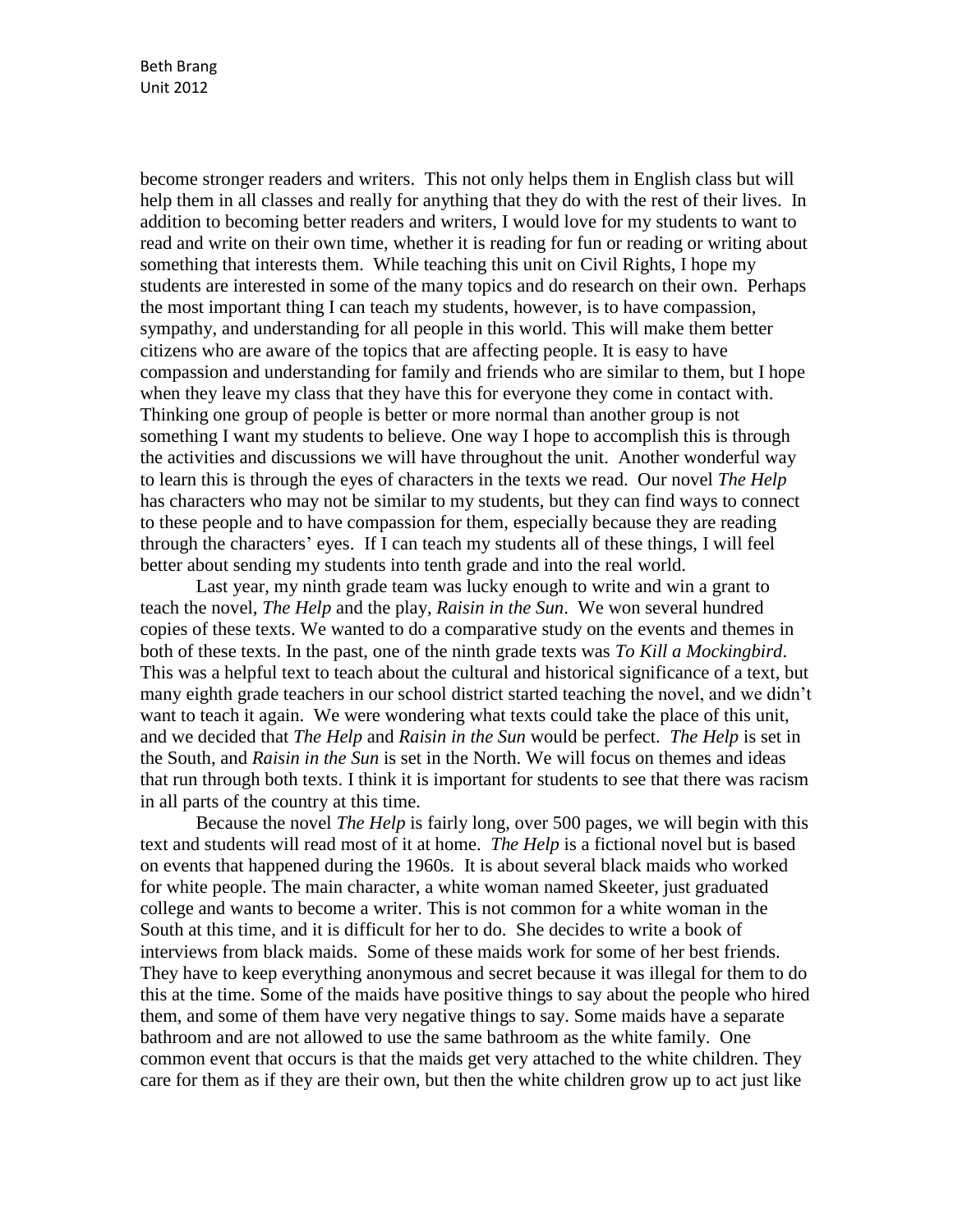become stronger readers and writers. This not only helps them in English class but will help them in all classes and really for anything that they do with the rest of their lives. In addition to becoming better readers and writers, I would love for my students to want to read and write on their own time, whether it is reading for fun or reading or writing about something that interests them. While teaching this unit on Civil Rights, I hope my students are interested in some of the many topics and do research on their own. Perhaps the most important thing I can teach my students, however, is to have compassion, sympathy, and understanding for all people in this world. This will make them better citizens who are aware of the topics that are affecting people. It is easy to have compassion and understanding for family and friends who are similar to them, but I hope when they leave my class that they have this for everyone they come in contact with. Thinking one group of people is better or more normal than another group is not something I want my students to believe. One way I hope to accomplish this is through the activities and discussions we will have throughout the unit. Another wonderful way to learn this is through the eyes of characters in the texts we read. Our novel *The Help* has characters who may not be similar to my students, but they can find ways to connect to these people and to have compassion for them, especially because they are reading through the characters' eyes. If I can teach my students all of these things, I will feel better about sending my students into tenth grade and into the real world.

Last year, my ninth grade team was lucky enough to write and win a grant to teach the novel, *The Help* and the play, *Raisin in the Sun*. We won several hundred copies of these texts. We wanted to do a comparative study on the events and themes in both of these texts. In the past, one of the ninth grade texts was *To Kill a Mockingbird*. This was a helpful text to teach about the cultural and historical significance of a text, but many eighth grade teachers in our school district started teaching the novel, and we didn't want to teach it again. We were wondering what texts could take the place of this unit, and we decided that *The Help* and *Raisin in the Sun* would be perfect. *The Help* is set in the South, and *Raisin in the Sun* is set in the North. We will focus on themes and ideas that run through both texts. I think it is important for students to see that there was racism in all parts of the country at this time.

Because the novel *The Help* is fairly long, over 500 pages, we will begin with this text and students will read most of it at home. *The Help* is a fictional novel but is based on events that happened during the 1960s. It is about several black maids who worked for white people. The main character, a white woman named Skeeter, just graduated college and wants to become a writer. This is not common for a white woman in the South at this time, and it is difficult for her to do. She decides to write a book of interviews from black maids. Some of these maids work for some of her best friends. They have to keep everything anonymous and secret because it was illegal for them to do this at the time. Some of the maids have positive things to say about the people who hired them, and some of them have very negative things to say. Some maids have a separate bathroom and are not allowed to use the same bathroom as the white family. One common event that occurs is that the maids get very attached to the white children. They care for them as if they are their own, but then the white children grow up to act just like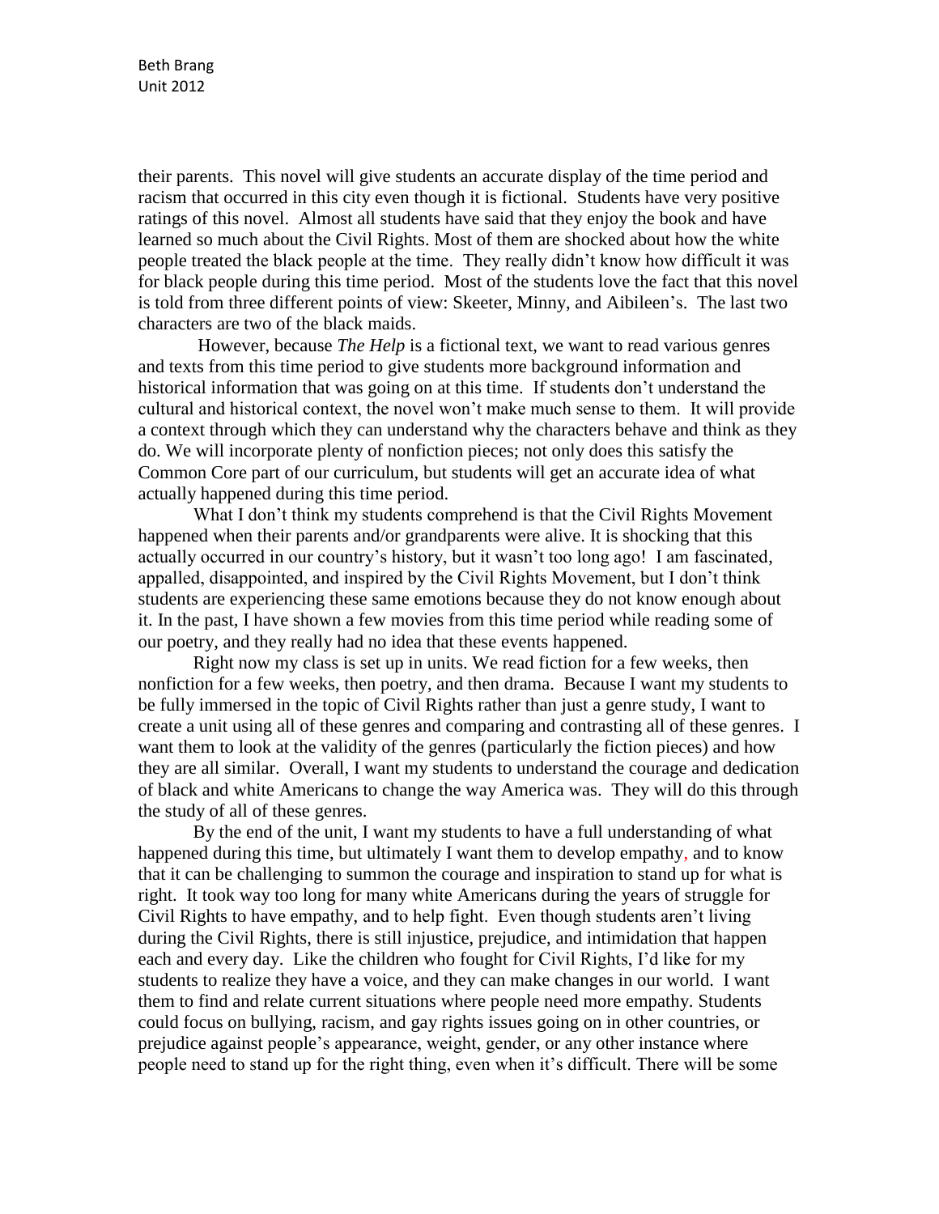their parents. This novel will give students an accurate display of the time period and racism that occurred in this city even though it is fictional. Students have very positive ratings of this novel. Almost all students have said that they enjoy the book and have learned so much about the Civil Rights. Most of them are shocked about how the white people treated the black people at the time. They really didn't know how difficult it was for black people during this time period. Most of the students love the fact that this novel is told from three different points of view: Skeeter, Minny, and Aibileen's. The last two characters are two of the black maids.

However, because *The Help* is a fictional text, we want to read various genres and texts from this time period to give students more background information and historical information that was going on at this time. If students don't understand the cultural and historical context, the novel won't make much sense to them. It will provide a context through which they can understand why the characters behave and think as they do. We will incorporate plenty of nonfiction pieces; not only does this satisfy the Common Core part of our curriculum, but students will get an accurate idea of what actually happened during this time period.

What I don't think my students comprehend is that the Civil Rights Movement happened when their parents and/or grandparents were alive. It is shocking that this actually occurred in our country's history, but it wasn't too long ago! I am fascinated, appalled, disappointed, and inspired by the Civil Rights Movement, but I don't think students are experiencing these same emotions because they do not know enough about it. In the past, I have shown a few movies from this time period while reading some of our poetry, and they really had no idea that these events happened.

Right now my class is set up in units. We read fiction for a few weeks, then nonfiction for a few weeks, then poetry, and then drama. Because I want my students to be fully immersed in the topic of Civil Rights rather than just a genre study, I want to create a unit using all of these genres and comparing and contrasting all of these genres. I want them to look at the validity of the genres (particularly the fiction pieces) and how they are all similar. Overall, I want my students to understand the courage and dedication of black and white Americans to change the way America was. They will do this through the study of all of these genres.

By the end of the unit, I want my students to have a full understanding of what happened during this time, but ultimately I want them to develop empathy, and to know that it can be challenging to summon the courage and inspiration to stand up for what is right. It took way too long for many white Americans during the years of struggle for Civil Rights to have empathy, and to help fight. Even though students aren't living during the Civil Rights, there is still injustice, prejudice, and intimidation that happen each and every day. Like the children who fought for Civil Rights, I'd like for my students to realize they have a voice, and they can make changes in our world. I want them to find and relate current situations where people need more empathy. Students could focus on bullying, racism, and gay rights issues going on in other countries, or prejudice against people's appearance, weight, gender, or any other instance where people need to stand up for the right thing, even when it's difficult. There will be some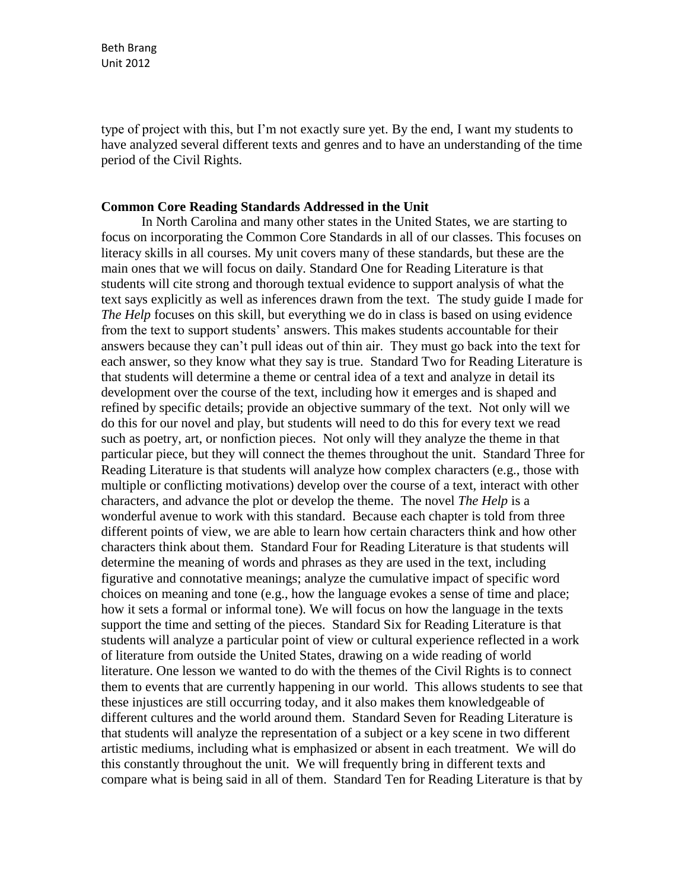type of project with this, but I'm not exactly sure yet. By the end, I want my students to have analyzed several different texts and genres and to have an understanding of the time period of the Civil Rights.

**Common Core Reading Standards Addressed in the Unit**

In North Carolina and many other states in the United States, we are starting to focus on incorporating the Common Core Standards in all of our classes. This focuses on literacy skills in all courses. My unit covers many of these standards, but these are the main ones that we will focus on daily. Standard One for Reading Literature is that students will cite strong and thorough textual evidence to support analysis of what the text says explicitly as well as inferences drawn from the text. The study guide I made for *The Help* focuses on this skill, but everything we do in class is based on using evidence from the text to support students' answers. This makes students accountable for their answers because they can't pull ideas out of thin air. They must go back into the text for each answer, so they know what they say is true. Standard Two for Reading Literature is that students will determine a theme or central idea of a text and analyze in detail its development over the course of the text, including how it emerges and is shaped and refined by specific details; provide an objective summary of the text. Not only will we do this for our novel and play, but students will need to do this for every text we read such as poetry, art, or nonfiction pieces. Not only will they analyze the theme in that particular piece, but they will connect the themes throughout the unit. Standard Three for Reading Literature is that students will analyze how complex characters (e.g., those with multiple or conflicting motivations) develop over the course of a text, interact with other characters, and advance the plot or develop the theme. The novel *The Help* is a wonderful avenue to work with this standard. Because each chapter is told from three different points of view, we are able to learn how certain characters think and how other characters think about them. Standard Four for Reading Literature is that students will determine the meaning of words and phrases as they are used in the text, including figurative and connotative meanings; analyze the cumulative impact of specific word choices on meaning and tone (e.g., how the language evokes a sense of time and place; how it sets a formal or informal tone). We will focus on how the language in the texts support the time and setting of the pieces. Standard Six for Reading Literature is that students will analyze a particular point of view or cultural experience reflected in a work of literature from outside the United States, drawing on a wide reading of world literature. One lesson we wanted to do with the themes of the Civil Rights is to connect them to events that are currently happening in our world. This allows students to see that these injustices are still occurring today, and it also makes them knowledgeable of different cultures and the world around them. Standard Seven for Reading Literature is that students will analyze the representation of a subject or a key scene in two different artistic mediums, including what is emphasized or absent in each treatment. We will do this constantly throughout the unit. We will frequently bring in different texts and compare what is being said in all of them. Standard Ten for Reading Literature is that by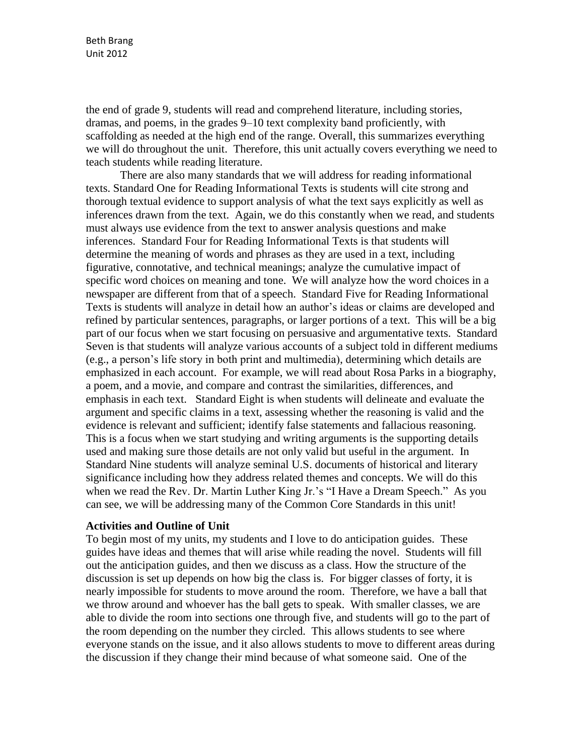the end of grade 9, students will read and comprehend literature, including stories, dramas, and poems, in the grades 9–10 text complexity band proficiently, with scaffolding as needed at the high end of the range. Overall, this summarizes everything we will do throughout the unit. Therefore, this unit actually covers everything we need to teach students while reading literature.

There are also many standards that we will address for reading informational texts. Standard One for Reading Informational Texts is students will cite strong and thorough textual evidence to support analysis of what the text says explicitly as well as inferences drawn from the text. Again, we do this constantly when we read, and students must always use evidence from the text to answer analysis questions and make inferences. Standard Four for Reading Informational Texts is that students will determine the meaning of words and phrases as they are used in a text, including figurative, connotative, and technical meanings; analyze the cumulative impact of specific word choices on meaning and tone. We will analyze how the word choices in a newspaper are different from that of a speech. Standard Five for Reading Informational Texts is students will analyze in detail how an author's ideas or claims are developed and refined by particular sentences, paragraphs, or larger portions of a text. This will be a big part of our focus when we start focusing on persuasive and argumentative texts. Standard Seven is that students will analyze various accounts of a subject told in different mediums (e.g., a person's life story in both print and multimedia), determining which details are emphasized in each account. For example, we will read about Rosa Parks in a biography, a poem, and a movie, and compare and contrast the similarities, differences, and emphasis in each text. Standard Eight is when students will delineate and evaluate the argument and specific claims in a text, assessing whether the reasoning is valid and the evidence is relevant and sufficient; identify false statements and fallacious reasoning. This is a focus when we start studying and writing arguments is the supporting details used and making sure those details are not only valid but useful in the argument. In Standard Nine students will analyze seminal U.S. documents of historical and literary significance including how they address related themes and concepts. We will do this when we read the Rev. Dr. Martin Luther King Jr.'s "I Have a Dream Speech." As you can see, we will be addressing many of the Common Core Standards in this unit!

**Activities and Outline of Unit**

To begin most of my units, my students and I love to do anticipation guides. These guides have ideas and themes that will arise while reading the novel. Students will fill out the anticipation guides, and then we discuss as a class. How the structure of the discussion is set up depends on how big the class is. For bigger classes of forty, it is nearly impossible for students to move around the room. Therefore, we have a ball that we throw around and whoever has the ball gets to speak. With smaller classes, we are able to divide the room into sections one through five, and students will go to the part of the room depending on the number they circled. This allows students to see where everyone stands on the issue, and it also allows students to move to different areas during the discussion if they change their mind because of what someone said. One of the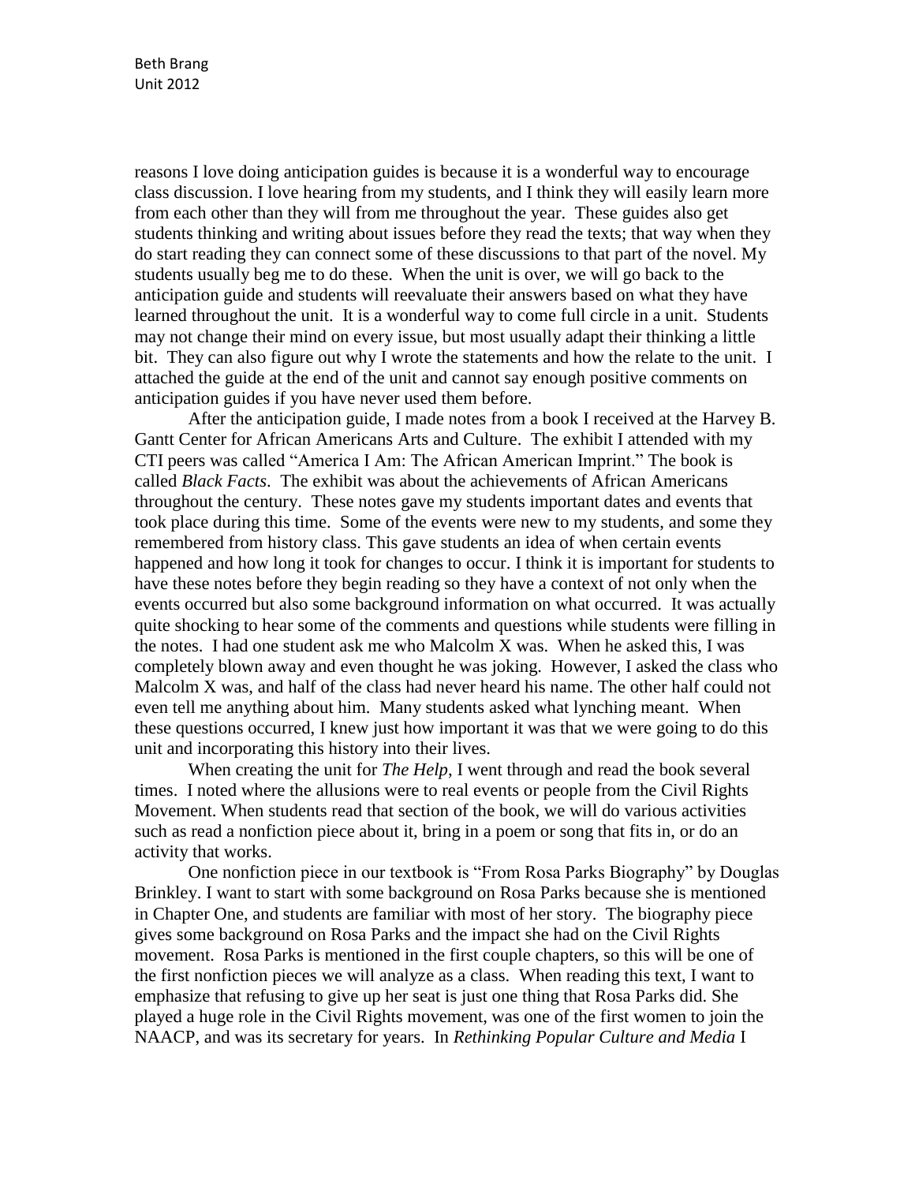reasons I love doing anticipation guides is because it is a wonderful way to encourage class discussion. I love hearing from my students, and I think they will easily learn more from each other than they will from me throughout the year. These guides also get students thinking and writing about issues before they read the texts; that way when they do start reading they can connect some of these discussions to that part of the novel. My students usually beg me to do these. When the unit is over, we will go back to the anticipation guide and students will reevaluate their answers based on what they have learned throughout the unit. It is a wonderful way to come full circle in a unit. Students may not change their mind on every issue, but most usually adapt their thinking a little bit. They can also figure out why I wrote the statements and how the relate to the unit. I attached the guide at the end of the unit and cannot say enough positive comments on anticipation guides if you have never used them before.

After the anticipation guide, I made notes from a book I received at the Harvey B. Gantt Center for African Americans Arts and Culture. The exhibit I attended with my CTI peers was called "America I Am: The African American Imprint." The book is called *Black Facts*. The exhibit was about the achievements of African Americans throughout the century. These notes gave my students important dates and events that took place during this time. Some of the events were new to my students, and some they remembered from history class. This gave students an idea of when certain events happened and how long it took for changes to occur. I think it is important for students to have these notes before they begin reading so they have a context of not only when the events occurred but also some background information on what occurred. It was actually quite shocking to hear some of the comments and questions while students were filling in the notes. I had one student ask me who Malcolm X was. When he asked this, I was completely blown away and even thought he was joking. However, I asked the class who Malcolm X was, and half of the class had never heard his name. The other half could not even tell me anything about him. Many students asked what lynching meant. When these questions occurred, I knew just how important it was that we were going to do this unit and incorporating this history into their lives.

When creating the unit for *The Help*, I went through and read the book several times. I noted where the allusions were to real events or people from the Civil Rights Movement. When students read that section of the book, we will do various activities such as read a nonfiction piece about it, bring in a poem or song that fits in, or do an activity that works.

One nonfiction piece in our textbook is "From Rosa Parks Biography" by Douglas Brinkley. I want to start with some background on Rosa Parks because she is mentioned in Chapter One, and students are familiar with most of her story. The biography piece gives some background on Rosa Parks and the impact she had on the Civil Rights movement. Rosa Parks is mentioned in the first couple chapters, so this will be one of the first nonfiction pieces we will analyze as a class. When reading this text, I want to emphasize that refusing to give up her seat is just one thing that Rosa Parks did. She played a huge role in the Civil Rights movement, was one of the first women to join the NAACP, and was its secretary for years. In *Rethinking Popular Culture and Media* I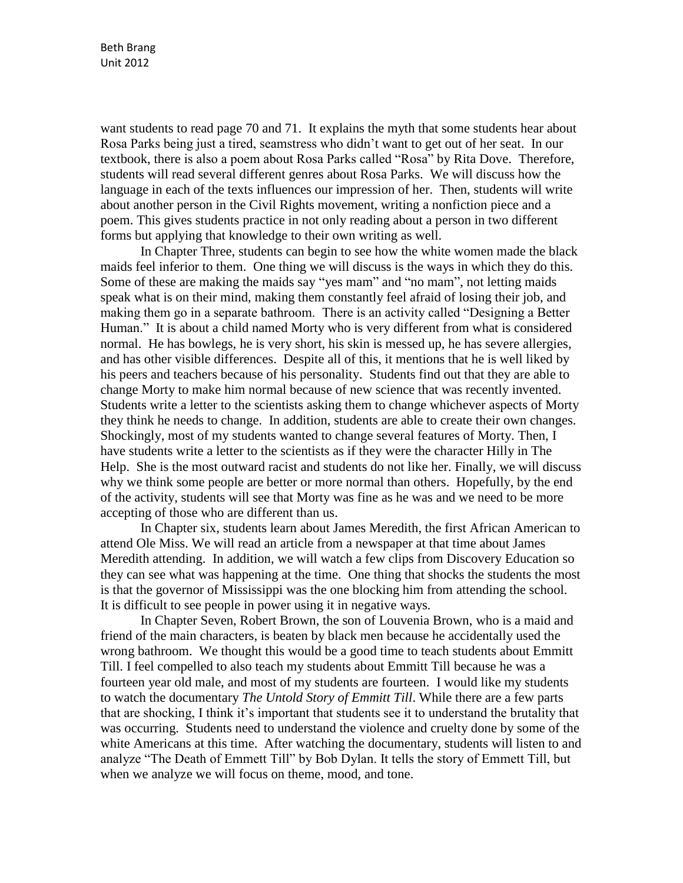want students to read page 70 and 71. It explains the myth that some students hear about Rosa Parks being just a tired, seamstress who didn't want to get out of her seat. In our textbook, there is also a poem about Rosa Parks called "Rosa" by Rita Dove. Therefore, students will read several different genres about Rosa Parks. We will discuss how the language in each of the texts influences our impression of her. Then, students will write about another person in the Civil Rights movement, writing a nonfiction piece and a poem. This gives students practice in not only reading about a person in two different forms but applying that knowledge to their own writing as well.

In Chapter Three, students can begin to see how the white women made the black maids feel inferior to them. One thing we will discuss is the ways in which they do this. Some of these are making the maids say "yes mam" and "no mam", not letting maids speak what is on their mind, making them constantly feel afraid of losing their job, and making them go in a separate bathroom. There is an activity called "Designing a Better Human." It is about a child named Morty who is very different from what is considered normal. He has bowlegs, he is very short, his skin is messed up, he has severe allergies, and has other visible differences. Despite all of this, it mentions that he is well liked by his peers and teachers because of his personality. Students find out that they are able to change Morty to make him normal because of new science that was recently invented. Students write a letter to the scientists asking them to change whichever aspects of Morty they think he needs to change. In addition, students are able to create their own changes. Shockingly, most of my students wanted to change several features of Morty. Then, I have students write a letter to the scientists as if they were the character Hilly in The Help. She is the most outward racist and students do not like her. Finally, we will discuss why we think some people are better or more normal than others. Hopefully, by the end of the activity, students will see that Morty was fine as he was and we need to be more accepting of those who are different than us.

In Chapter six, students learn about James Meredith, the first African American to attend Ole Miss. We will read an article from a newspaper at that time about James Meredith attending. In addition, we will watch a few clips from Discovery Education so they can see what was happening at the time. One thing that shocks the students the most is that the governor of Mississippi was the one blocking him from attending the school. It is difficult to see people in power using it in negative ways.

In Chapter Seven, Robert Brown, the son of Louvenia Brown, who is a maid and friend of the main characters, is beaten by black men because he accidentally used the wrong bathroom. We thought this would be a good time to teach students about Emmitt Till. I feel compelled to also teach my students about Emmitt Till because he was a fourteen year old male, and most of my students are fourteen. I would like my students to watch the documentary *The Untold Story of Emmitt Till*. While there are a few parts that are shocking, I think it's important that students see it to understand the brutality that was occurring. Students need to understand the violence and cruelty done by some of the white Americans at this time. After watching the documentary, students will listen to and analyze "The Death of Emmett Till" by Bob Dylan. It tells the story of Emmett Till, but when we analyze we will focus on theme, mood, and tone.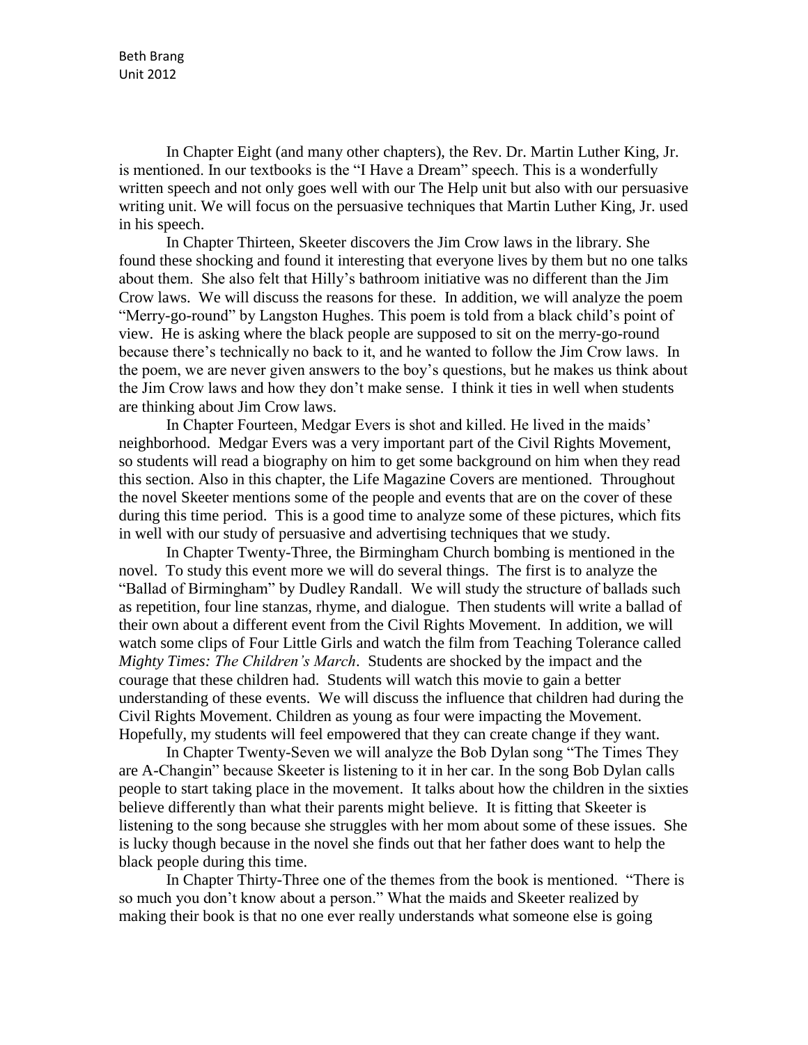In Chapter Eight (and many other chapters), the Rev. Dr. Martin Luther King, Jr. is mentioned. In our textbooks is the "I Have a Dream" speech. This is a wonderfully written speech and not only goes well with our The Help unit but also with our persuasive writing unit. We will focus on the persuasive techniques that Martin Luther King, Jr. used in his speech.

In Chapter Thirteen, Skeeter discovers the Jim Crow laws in the library. She found these shocking and found it interesting that everyone lives by them but no one talks about them. She also felt that Hilly's bathroom initiative was no different than the Jim Crow laws. We will discuss the reasons for these. In addition, we will analyze the poem "Merry-go-round" by Langston Hughes. This poem is told from a black child's point of view. He is asking where the black people are supposed to sit on the merry-go-round because there's technically no back to it, and he wanted to follow the Jim Crow laws. In the poem, we are never given answers to the boy's questions, but he makes us think about the Jim Crow laws and how they don't make sense. I think it ties in well when students are thinking about Jim Crow laws.

In Chapter Fourteen, Medgar Evers is shot and killed. He lived in the maids' neighborhood. Medgar Evers was a very important part of the Civil Rights Movement, so students will read a biography on him to get some background on him when they read this section. Also in this chapter, the Life Magazine Covers are mentioned. Throughout the novel Skeeter mentions some of the people and events that are on the cover of these during this time period. This is a good time to analyze some of these pictures, which fits in well with our study of persuasive and advertising techniques that we study.

In Chapter Twenty-Three, the Birmingham Church bombing is mentioned in the novel. To study this event more we will do several things. The first is to analyze the "Ballad of Birmingham" by Dudley Randall. We will study the structure of ballads such as repetition, four line stanzas, rhyme, and dialogue. Then students will write a ballad of their own about a different event from the Civil Rights Movement. In addition, we will watch some clips of Four Little Girls and watch the film from Teaching Tolerance called *Mighty Times: The Children's March*. Students are shocked by the impact and the courage that these children had. Students will watch this movie to gain a better understanding of these events. We will discuss the influence that children had during the Civil Rights Movement. Children as young as four were impacting the Movement. Hopefully, my students will feel empowered that they can create change if they want.

In Chapter Twenty-Seven we will analyze the Bob Dylan song "The Times They are A-Changin" because Skeeter is listening to it in her car. In the song Bob Dylan calls people to start taking place in the movement. It talks about how the children in the sixties believe differently than what their parents might believe. It is fitting that Skeeter is listening to the song because she struggles with her mom about some of these issues. She is lucky though because in the novel she finds out that her father does want to help the black people during this time.

In Chapter Thirty-Three one of the themes from the book is mentioned. "There is so much you don't know about a person." What the maids and Skeeter realized by making their book is that no one ever really understands what someone else is going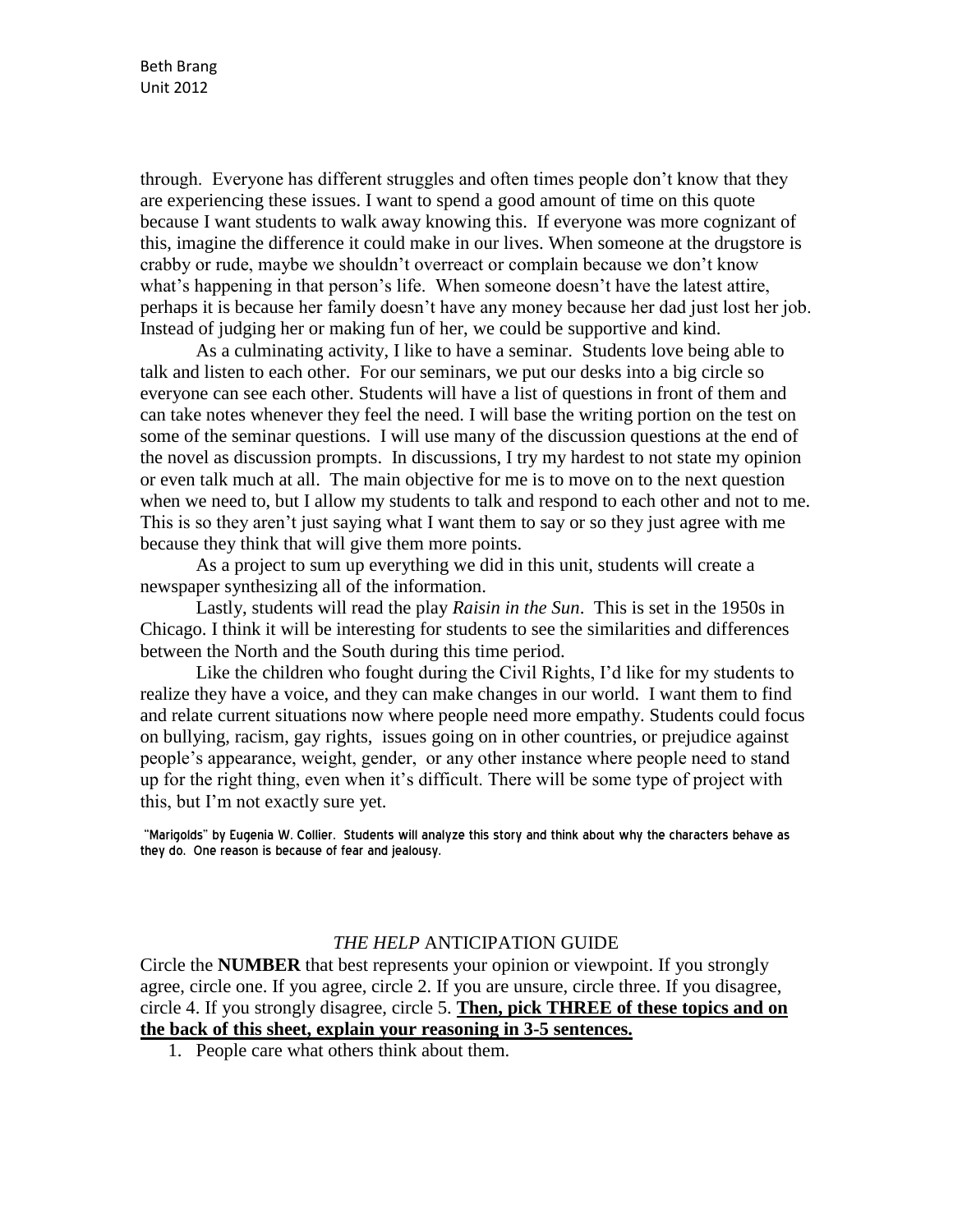through. Everyone has different struggles and often times people don't know that they are experiencing these issues. I want to spend a good amount of time on this quote because I want students to walk away knowing this. If everyone was more cognizant of this, imagine the difference it could make in our lives. When someone at the drugstore is crabby or rude, maybe we shouldn't overreact or complain because we don't know what's happening in that person's life. When someone doesn't have the latest attire, perhaps it is because her family doesn't have any money because her dad just lost her job. Instead of judging her or making fun of her, we could be supportive and kind.

As a culminating activity, I like to have a seminar. Students love being able to talk and listen to each other. For our seminars, we put our desks into a big circle so everyone can see each other. Students will have a list of questions in front of them and can take notes whenever they feel the need. I will base the writing portion on the test on some of the seminar questions. I will use many of the discussion questions at the end of the novel as discussion prompts. In discussions, I try my hardest to not state my opinion or even talk much at all. The main objective for me is to move on to the next question when we need to, but I allow my students to talk and respond to each other and not to me. This is so they aren't just saying what I want them to say or so they just agree with me because they think that will give them more points.

As a project to sum up everything we did in this unit, students will create a newspaper synthesizing all of the information.

Lastly, students will read the play *Raisin in the Sun*. This is set in the 1950s in Chicago. I think it will be interesting for students to see the similarities and differences between the North and the South during this time period.

Like the children who fought during the Civil Rights, I'd like for my students to realize they have a voice, and they can make changes in our world. I want them to find and relate current situations now where people need more empathy. Students could focus on bullying, racism, gay rights, issues going on in other countries, or prejudice against people's appearance, weight, gender, or any other instance where people need to stand up for the right thing, even when it's difficult. There will be some type of project with this, but I'm not exactly sure yet.

"Marigolds" by Eugenia W. Collier. Students will analyze this story and think about why the characters behave as they do. One reason is because of fear and jealousy.

## *THE HELP* ANTICIPATION GUIDE

Circle the **NUMBER** that best represents your opinion or viewpoint. If you strongly agree, circle one. If you agree, circle 2. If you are unsure, circle three. If you disagree, circle 4. If you strongly disagree, circle 5. **Then, pick THREE of these topics and on the back of this sheet, explain your reasoning in 3-5 sentences.**

1. People care what others think about them.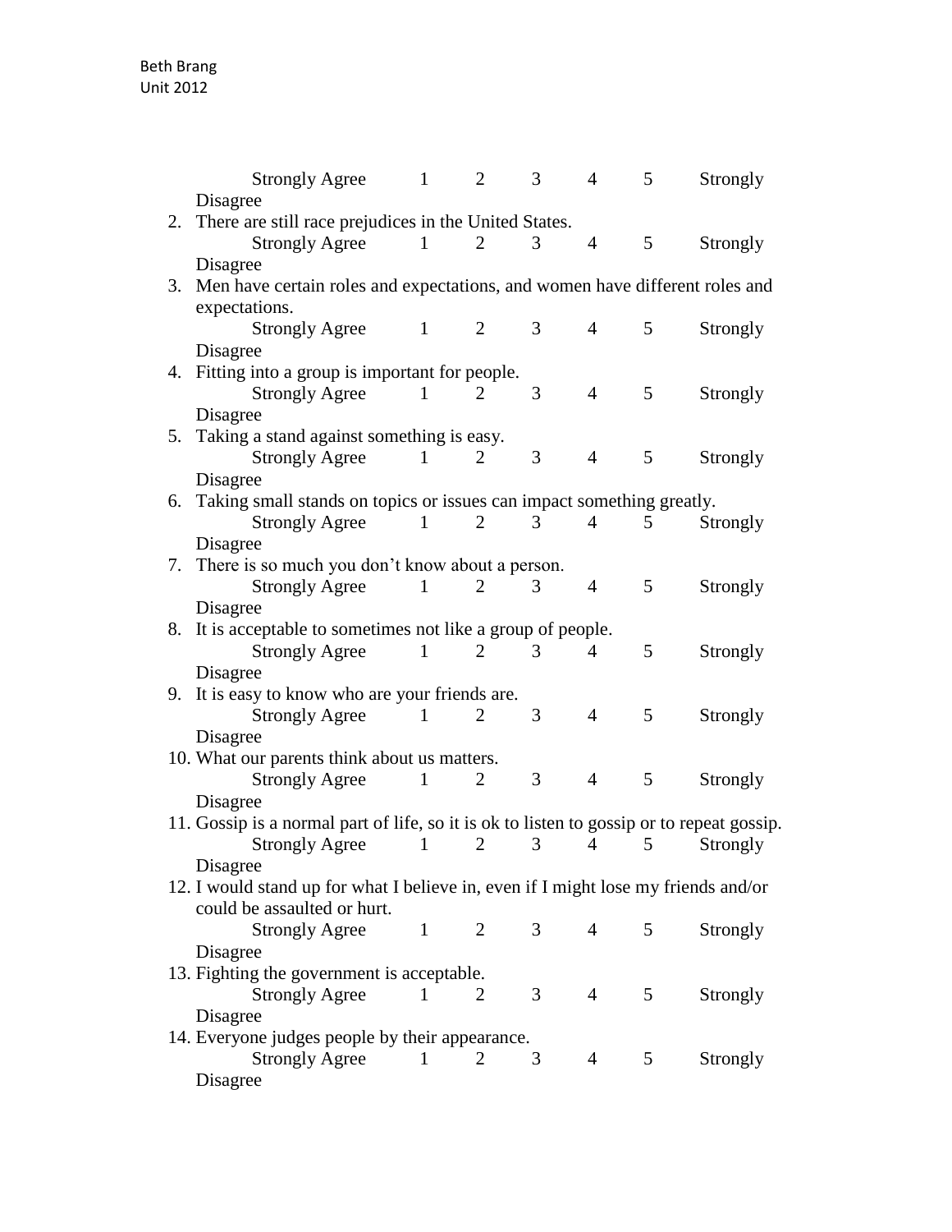Strongly Agree 1 2 3 4 5 Strongly Disagree

2. There are still race prejudices in the United States.

   Strongly Agree 1 2 3 4 5 Strongly Disagree

3. Men have certain roles and expectations, and women have different roles and expectations.

   Strongly Agree 1 2 3 4 5 Strongly Disagree

4. Fitting into a group is important for people.

   Strongly Agree 1 2 3 4 5 Strongly Disagree

5. Taking a stand against something is easy.

   Strongly Agree 1 2 3 4 5 Strongly Disagree

6. Taking small stands on topics or issues can impact something greatly.

   Strongly Agree 1 2 3 4 5 Strongly Disagree

7. There is so much you don't know about a person.

   Strongly Agree 1 2 3 4 5 Strongly Disagree

8. It is acceptable to sometimes not like a group of people.

   Strongly Agree 1 2 3 4 5 Strongly Disagree

9. It is easy to know who are your friends are.

   Strongly Agree 1 2 3 4 5 Strongly Disagree

10. What our parents think about us matters.

    Strongly Agree 1 2 3 4 5 Strongly Disagree

11. Gossip is a normal part of life, so it is ok to listen to gossip or to repeat gossip.

    Strongly Agree 1 2 3 4 5 Strongly Disagree

12. I would stand up for what I believe in, even if I might lose my friends and/or could be assaulted or hurt.

    Strongly Agree 1 2 3 4 5 Strongly Disagree

13. Fighting the government is acceptable.

    Strongly Agree 1 2 3 4 5 Strongly Disagree

14. Everyone judges people by their appearance.

    Strongly Agree 1 2 3 4 5 Strongly Disagree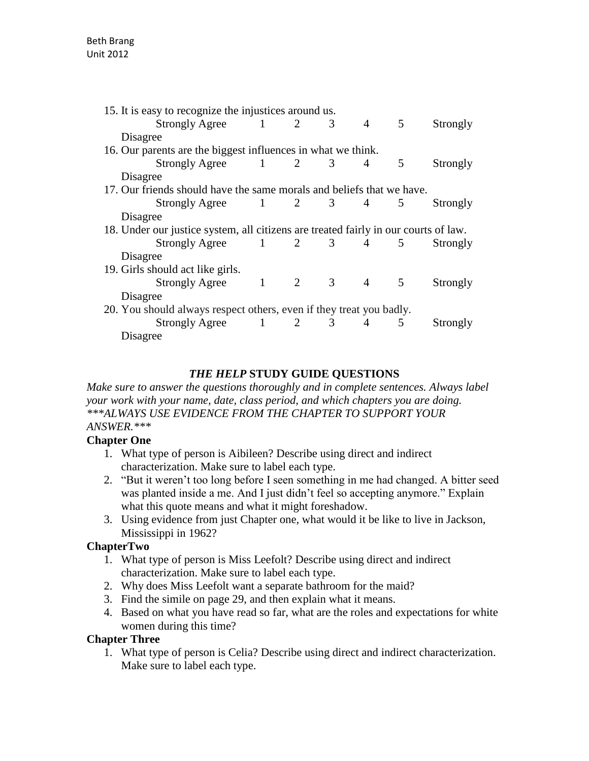15. It is easy to recognize the injustices around us.
    Strongly Agree 1 2 3 4 5 Strongly Disagree
16. Our parents are the biggest influences in what we think.
    Strongly Agree 1 2 3 4 5 Strongly Disagree
17. Our friends should have the same morals and beliefs that we have.
    Strongly Agree 1 2 3 4 5 Strongly Disagree
18. Under our justice system, all citizens are treated fairly in our courts of law.
    Strongly Agree 1 2 3 4 5 Strongly Disagree
19. Girls should act like girls.
    Strongly Agree 1 2 3 4 5 Strongly Disagree
20. You should always respect others, even if they treat you badly.
    Strongly Agree 1 2 3 4 5 Strongly Disagree

## *THE HELP* STUDY GUIDE QUESTIONS

*Make sure to answer the questions thoroughly and in complete sentences. Always label your work with your name, date, class period, and which chapters you are doing. \*\*\*ALWAYS USE EVIDENCE FROM THE CHAPTER TO SUPPORT YOUR ANSWER.\*\*\**

### Chapter One

1. What type of person is Aibileen? Describe using direct and indirect characterization. Make sure to label each type.
2. "But it weren't too long before I seen something in me had changed. A bitter seed was planted inside a me. And I just didn't feel so accepting anymore." Explain what this quote means and what it might foreshadow.
3. Using evidence from just Chapter one, what would it be like to live in Jackson, Mississippi in 1962?

### ChapterTwo

1. What type of person is Miss Leefolt? Describe using direct and indirect characterization. Make sure to label each type.
2. Why does Miss Leefolt want a separate bathroom for the maid?
3. Find the simile on page 29, and then explain what it means.
4. Based on what you have read so far, what are the roles and expectations for white women during this time?

### Chapter Three

1. What type of person is Celia? Describe using direct and indirect characterization. Make sure to label each type.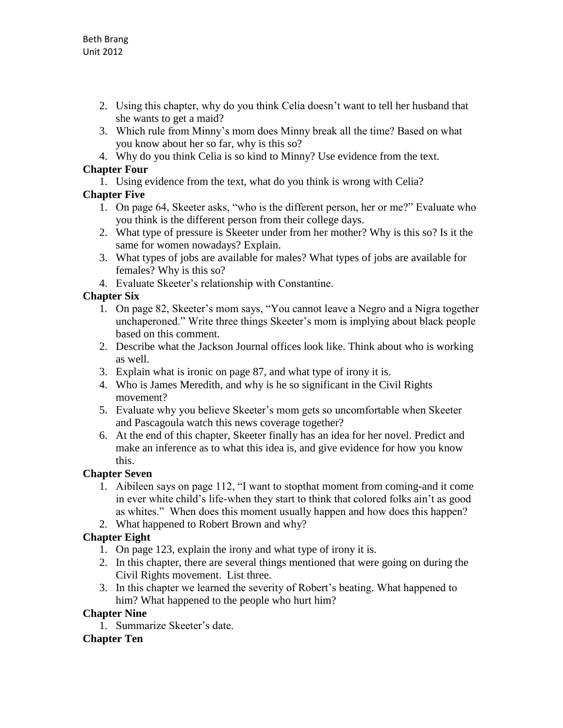2. Using this chapter, why do you think Celia doesn't want to tell her husband that she wants to get a maid?
3. Which rule from Minny's mom does Minny break all the time? Based on what you know about her so far, why is this so?
4. Why do you think Celia is so kind to Minny? Use evidence from the text.

**Chapter Four**

1. Using evidence from the text, what do you think is wrong with Celia?

**Chapter Five**

1. On page 64, Skeeter asks, "who is the different person, her or me?" Evaluate who you think is the different person from their college days.
2. What type of pressure is Skeeter under from her mother? Why is this so? Is it the same for women nowadays? Explain.
3. What types of jobs are available for males? What types of jobs are available for females? Why is this so?
4. Evaluate Skeeter's relationship with Constantine.

**Chapter Six**

1. On page 82, Skeeter's mom says, "You cannot leave a Negro and a Nigra together unchaperoned." Write three things Skeeter's mom is implying about black people based on this comment.
2. Describe what the Jackson Journal offices look like. Think about who is working as well.
3. Explain what is ironic on page 87, and what type of irony it is.
4. Who is James Meredith, and why is he so significant in the Civil Rights movement?
5. Evaluate why you believe Skeeter's mom gets so uncomfortable when Skeeter and Pascagoula watch this news coverage together?
6. At the end of this chapter, Skeeter finally has an idea for her novel. Predict and make an inference as to what this idea is, and give evidence for how you know this.

**Chapter Seven**

1. Aibileen says on page 112, "I want to stopthat moment from coming-and it come in ever white child's life-when they start to think that colored folks ain't as good as whites." When does this moment usually happen and how does this happen?
2. What happened to Robert Brown and why?

**Chapter Eight**

1. On page 123, explain the irony and what type of irony it is.
2. In this chapter, there are several things mentioned that were going on during the Civil Rights movement. List three.
3. In this chapter we learned the severity of Robert's beating. What happened to him? What happened to the people who hurt him?

**Chapter Nine**

1. Summarize Skeeter's date.

**Chapter Ten**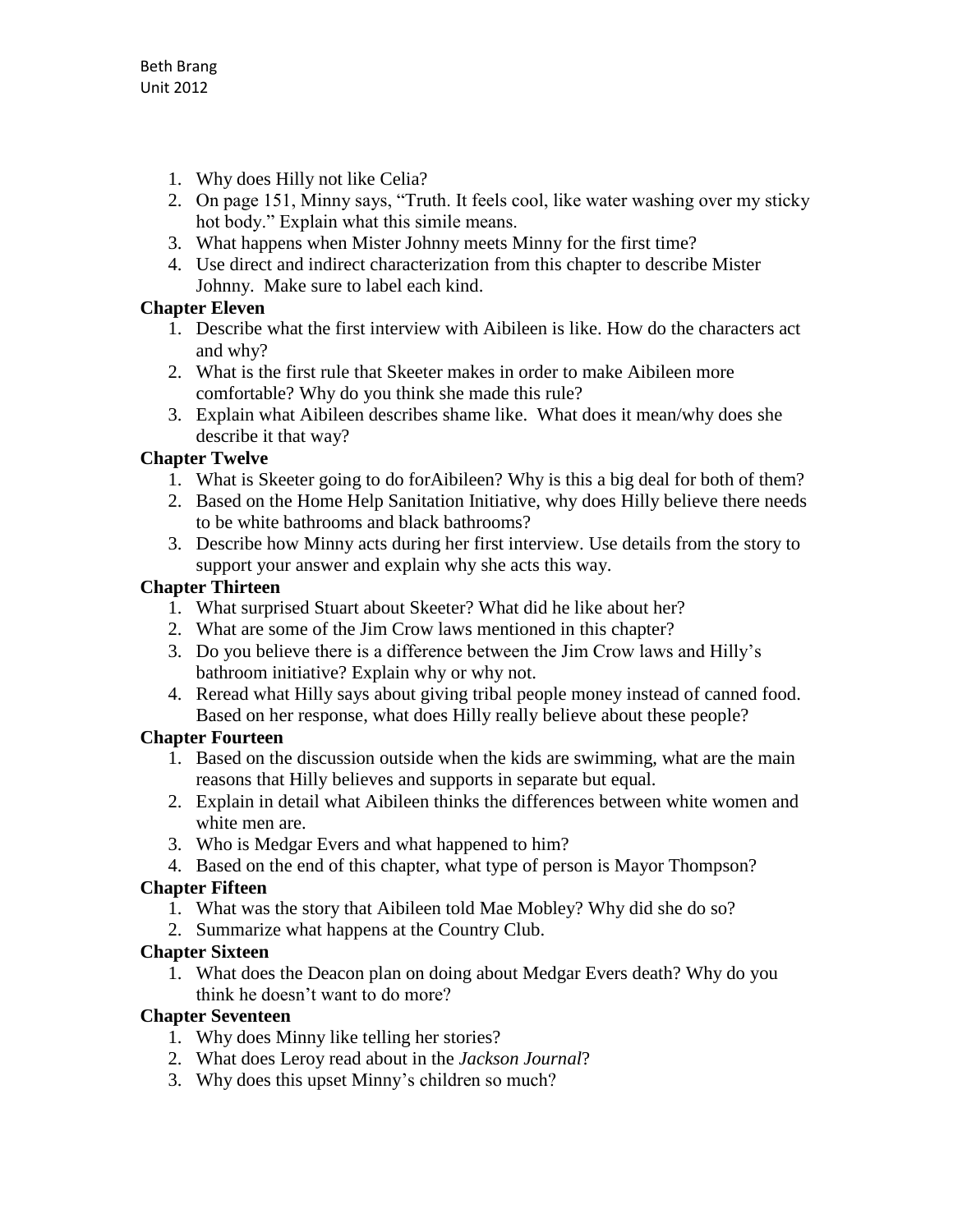1. Why does Hilly not like Celia?
2. On page 151, Minny says, "Truth. It feels cool, like water washing over my sticky hot body." Explain what this simile means.
3. What happens when Mister Johnny meets Minny for the first time?
4. Use direct and indirect characterization from this chapter to describe Mister Johnny. Make sure to label each kind.

**Chapter Eleven**

1. Describe what the first interview with Aibileen is like. How do the characters act and why?
2. What is the first rule that Skeeter makes in order to make Aibileen more comfortable? Why do you think she made this rule?
3. Explain what Aibileen describes shame like. What does it mean/why does she describe it that way?

**Chapter Twelve**

1. What is Skeeter going to do forAibileen? Why is this a big deal for both of them?
2. Based on the Home Help Sanitation Initiative, why does Hilly believe there needs to be white bathrooms and black bathrooms?
3. Describe how Minny acts during her first interview. Use details from the story to support your answer and explain why she acts this way.

**Chapter Thirteen**

1. What surprised Stuart about Skeeter? What did he like about her?
2. What are some of the Jim Crow laws mentioned in this chapter?
3. Do you believe there is a difference between the Jim Crow laws and Hilly's bathroom initiative? Explain why or why not.
4. Reread what Hilly says about giving tribal people money instead of canned food. Based on her response, what does Hilly really believe about these people?

**Chapter Fourteen**

1. Based on the discussion outside when the kids are swimming, what are the main reasons that Hilly believes and supports in separate but equal.
2. Explain in detail what Aibileen thinks the differences between white women and white men are.
3. Who is Medgar Evers and what happened to him?
4. Based on the end of this chapter, what type of person is Mayor Thompson?

**Chapter Fifteen**

1. What was the story that Aibileen told Mae Mobley? Why did she do so?
2. Summarize what happens at the Country Club.

**Chapter Sixteen**

1. What does the Deacon plan on doing about Medgar Evers death? Why do you think he doesn't want to do more?

**Chapter Seventeen**

1. Why does Minny like telling her stories?
2. What does Leroy read about in the *Jackson Journal*?
3. Why does this upset Minny's children so much?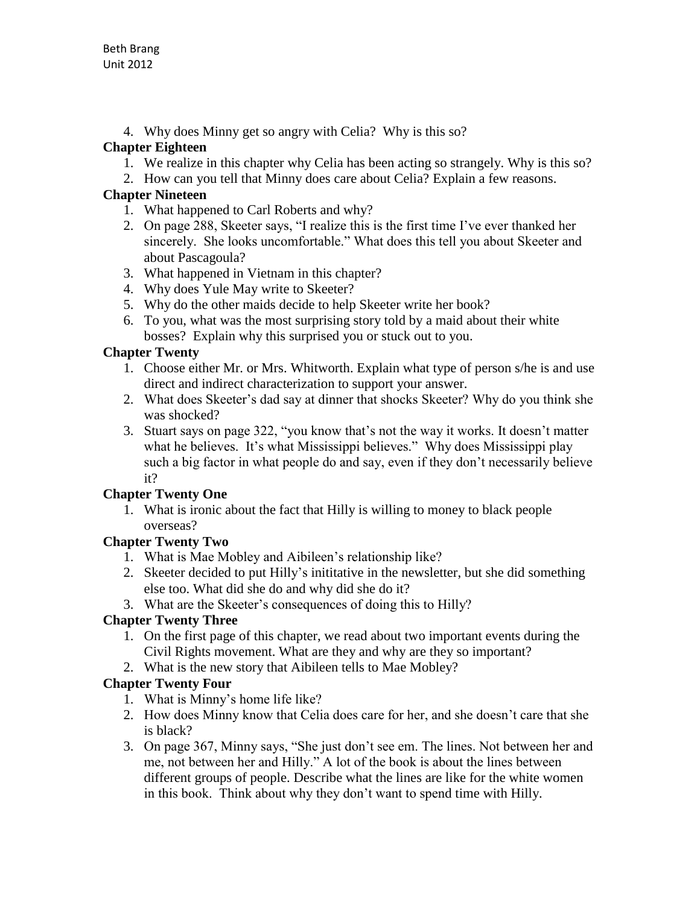4. Why does Minny get so angry with Celia? Why is this so?

**Chapter Eighteen**

1. We realize in this chapter why Celia has been acting so strangely. Why is this so?
2. How can you tell that Minny does care about Celia? Explain a few reasons.

**Chapter Nineteen**

1. What happened to Carl Roberts and why?
2. On page 288, Skeeter says, "I realize this is the first time I've ever thanked her sincerely. She looks uncomfortable." What does this tell you about Skeeter and about Pascagoula?
3. What happened in Vietnam in this chapter?
4. Why does Yule May write to Skeeter?
5. Why do the other maids decide to help Skeeter write her book?
6. To you, what was the most surprising story told by a maid about their white bosses? Explain why this surprised you or stuck out to you.

**Chapter Twenty**

1. Choose either Mr. or Mrs. Whitworth. Explain what type of person s/he is and use direct and indirect characterization to support your answer.
2. What does Skeeter's dad say at dinner that shocks Skeeter? Why do you think she was shocked?
3. Stuart says on page 322, "you know that's not the way it works. It doesn't matter what he believes. It's what Mississippi believes." Why does Mississippi play such a big factor in what people do and say, even if they don't necessarily believe it?

**Chapter Twenty One**

1. What is ironic about the fact that Hilly is willing to money to black people overseas?

**Chapter Twenty Two**

1. What is Mae Mobley and Aibileen's relationship like?
2. Skeeter decided to put Hilly's inititative in the newsletter, but she did something else too. What did she do and why did she do it?
3. What are the Skeeter's consequences of doing this to Hilly?

**Chapter Twenty Three**

1. On the first page of this chapter, we read about two important events during the Civil Rights movement. What are they and why are they so important?
2. What is the new story that Aibileen tells to Mae Mobley?

**Chapter Twenty Four**

1. What is Minny's home life like?
2. How does Minny know that Celia does care for her, and she doesn't care that she is black?
3. On page 367, Minny says, "She just don't see em. The lines. Not between her and me, not between her and Hilly." A lot of the book is about the lines between different groups of people. Describe what the lines are like for the white women in this book. Think about why they don't want to spend time with Hilly.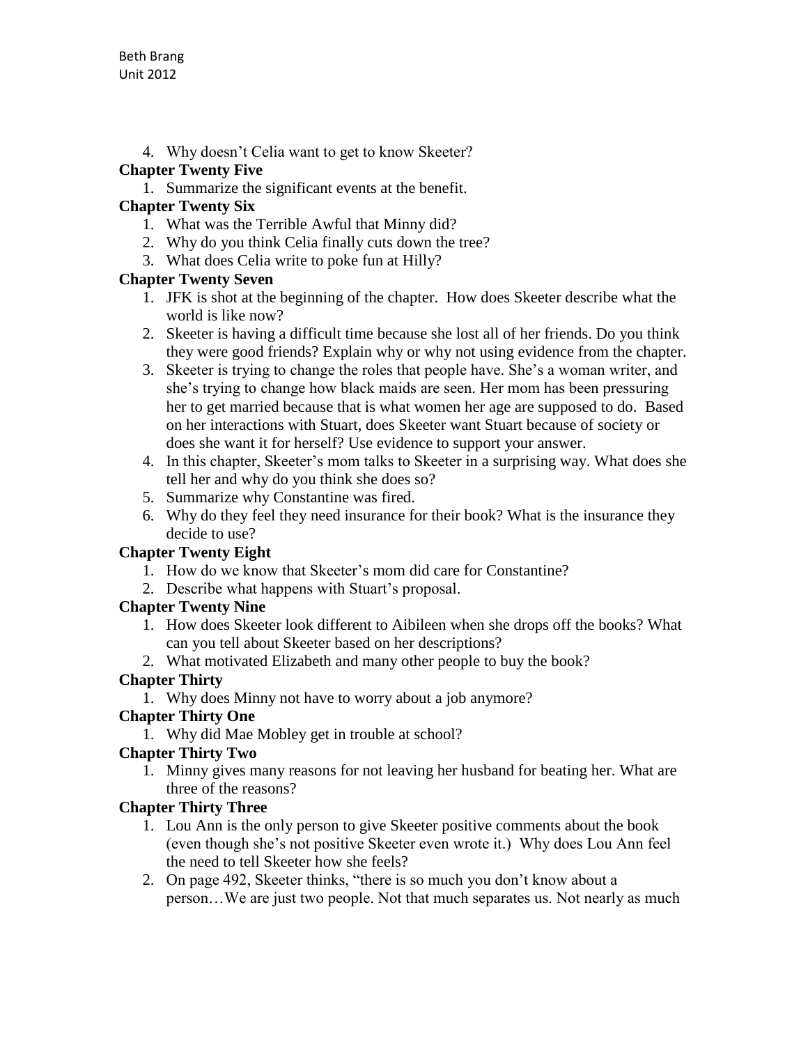4. Why doesn't Celia want to get to know Skeeter?

**Chapter Twenty Five**

1. Summarize the significant events at the benefit.

**Chapter Twenty Six**

1. What was the Terrible Awful that Minny did?
2. Why do you think Celia finally cuts down the tree?
3. What does Celia write to poke fun at Hilly?

**Chapter Twenty Seven**

1. JFK is shot at the beginning of the chapter. How does Skeeter describe what the world is like now?
2. Skeeter is having a difficult time because she lost all of her friends. Do you think they were good friends? Explain why or why not using evidence from the chapter.
3. Skeeter is trying to change the roles that people have. She's a woman writer, and she's trying to change how black maids are seen. Her mom has been pressuring her to get married because that is what women her age are supposed to do. Based on her interactions with Stuart, does Skeeter want Stuart because of society or does she want it for herself? Use evidence to support your answer.
4. In this chapter, Skeeter's mom talks to Skeeter in a surprising way. What does she tell her and why do you think she does so?
5. Summarize why Constantine was fired.
6. Why do they feel they need insurance for their book? What is the insurance they decide to use?

**Chapter Twenty Eight**

1. How do we know that Skeeter's mom did care for Constantine?
2. Describe what happens with Stuart's proposal.

**Chapter Twenty Nine**

1. How does Skeeter look different to Aibileen when she drops off the books? What can you tell about Skeeter based on her descriptions?
2. What motivated Elizabeth and many other people to buy the book?

**Chapter Thirty**

1. Why does Minny not have to worry about a job anymore?

**Chapter Thirty One**

1. Why did Mae Mobley get in trouble at school?

**Chapter Thirty Two**

1. Minny gives many reasons for not leaving her husband for beating her. What are three of the reasons?

**Chapter Thirty Three**

1. Lou Ann is the only person to give Skeeter positive comments about the book (even though she's not positive Skeeter even wrote it.) Why does Lou Ann feel the need to tell Skeeter how she feels?
2. On page 492, Skeeter thinks, "there is so much you don't know about a person…We are just two people. Not that much separates us. Not nearly as much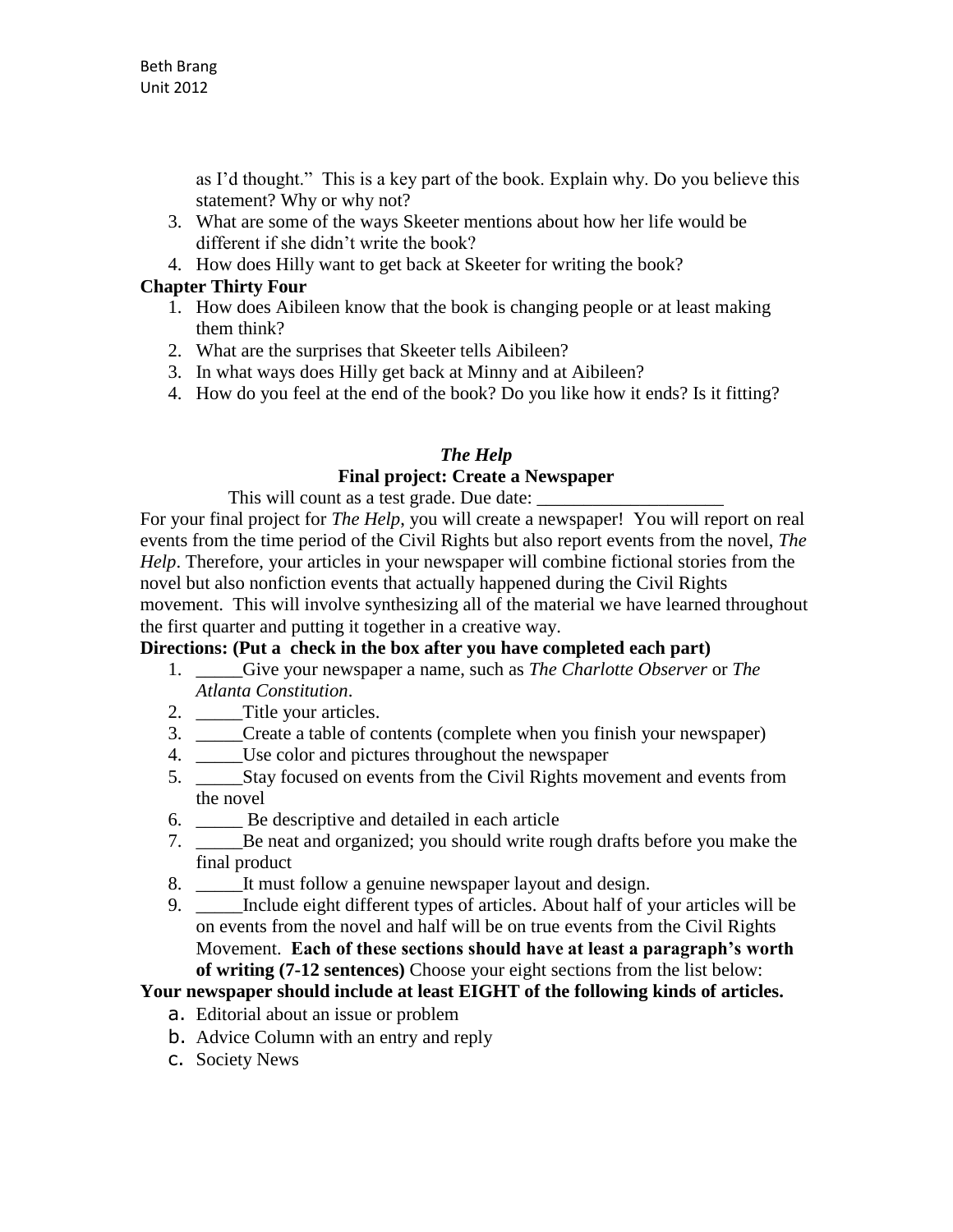as I'd thought." This is a key part of the book. Explain why. Do you believe this statement? Why or why not?

3. What are some of the ways Skeeter mentions about how her life would be different if she didn't write the book?
4. How does Hilly want to get back at Skeeter for writing the book?

**Chapter Thirty Four**

1. How does Aibileen know that the book is changing people or at least making them think?
2. What are the surprises that Skeeter tells Aibileen?
3. In what ways does Hilly get back at Minny and at Aibileen?
4. How do you feel at the end of the book? Do you like how it ends? Is it fitting?

## *The Help*

## Final project: Create a Newspaper

This will count as a test grade. Due date: ____________________

For your final project for *The Help*, you will create a newspaper! You will report on real events from the time period of the Civil Rights but also report events from the novel, *The Help*. Therefore, your articles in your newspaper will combine fictional stories from the novel but also nonfiction events that actually happened during the Civil Rights movement. This will involve synthesizing all of the material we have learned throughout the first quarter and putting it together in a creative way.

**Directions: (Put a check in the box after you have completed each part)**

1. _____Give your newspaper a name, such as *The Charlotte Observer* or *The Atlanta Constitution*.
2. _____Title your articles.
3. _____Create a table of contents (complete when you finish your newspaper)
4. _____Use color and pictures throughout the newspaper
5. _____Stay focused on events from the Civil Rights movement and events from the novel
6. _____ Be descriptive and detailed in each article
7. _____Be neat and organized; you should write rough drafts before you make the final product
8. _____It must follow a genuine newspaper layout and design.
9. _____Include eight different types of articles. About half of your articles will be on events from the novel and half will be on true events from the Civil Rights Movement. **Each of these sections should have at least a paragraph's worth of writing (7-12 sentences)** Choose your eight sections from the list below:

**Your newspaper should include at least EIGHT of the following kinds of articles.**

a. Editorial about an issue or problem
b. Advice Column with an entry and reply
c. Society News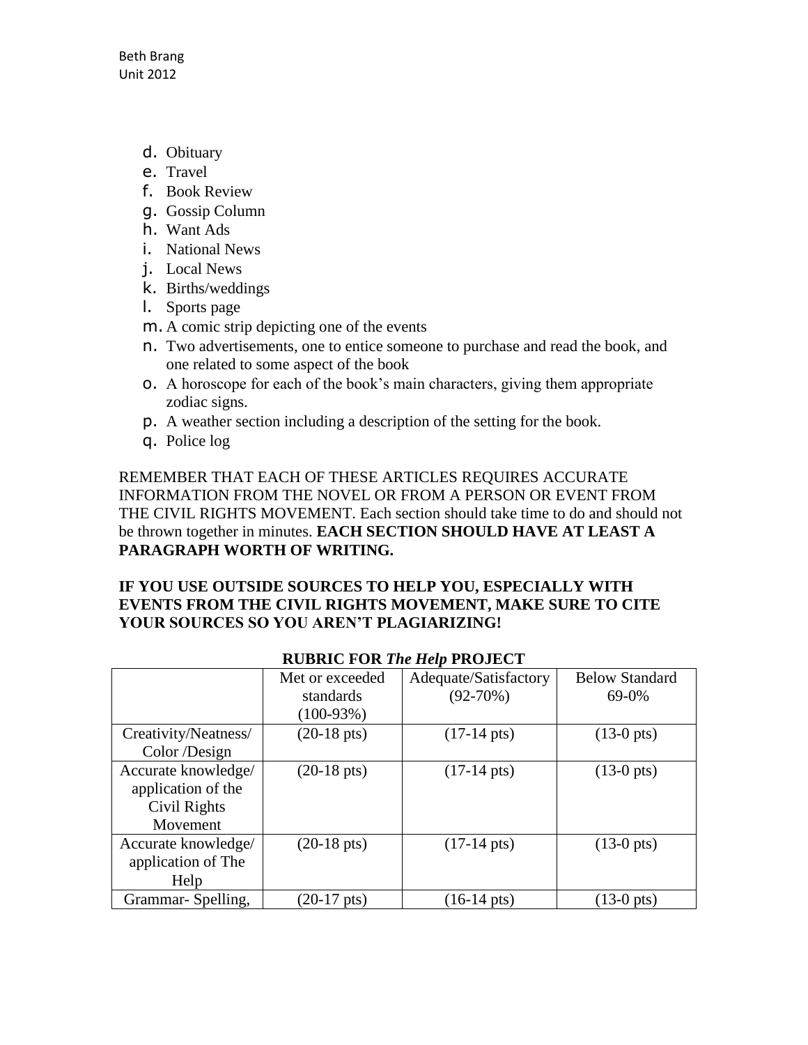d. Obituary
e. Travel
f. Book Review
g. Gossip Column
h. Want Ads
i. National News
j. Local News
k. Births/weddings
l. Sports page
m. A comic strip depicting one of the events
n. Two advertisements, one to entice someone to purchase and read the book, and one related to some aspect of the book
o. A horoscope for each of the book's main characters, giving them appropriate zodiac signs.
p. A weather section including a description of the setting for the book.
q. Police log

REMEMBER THAT EACH OF THESE ARTICLES REQUIRES ACCURATE INFORMATION FROM THE NOVEL OR FROM A PERSON OR EVENT FROM THE CIVIL RIGHTS MOVEMENT. Each section should take time to do and should not be thrown together in minutes. **EACH SECTION SHOULD HAVE AT LEAST A PARAGRAPH WORTH OF WRITING.**

**IF YOU USE OUTSIDE SOURCES TO HELP YOU, ESPECIALLY WITH EVENTS FROM THE CIVIL RIGHTS MOVEMENT, MAKE SURE TO CITE YOUR SOURCES SO YOU AREN'T PLAGIARIZING!**

**RUBRIC FOR *The Help* PROJECT**

| | Met or exceeded standards (100-93%) | Adequate/Satisfactory (92-70%) | Below Standard 69-0% |
|---|---|---|---|
| Creativity/Neatness/ Color /Design | (20-18 pts) | (17-14 pts) | (13-0 pts) |
| Accurate knowledge/ application of the Civil Rights Movement | (20-18 pts) | (17-14 pts) | (13-0 pts) |
| Accurate knowledge/ application of The Help | (20-18 pts) | (17-14 pts) | (13-0 pts) |
| Grammar- Spelling, | (20-17 pts) | (16-14 pts) | (13-0 pts) |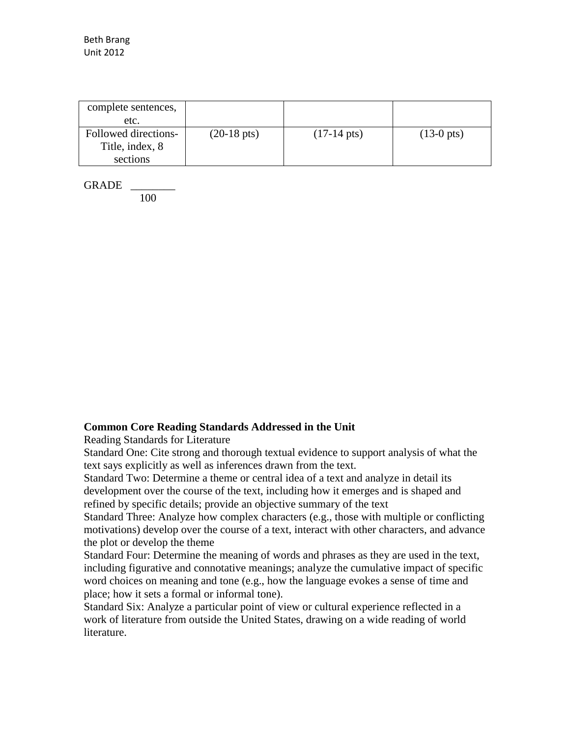| | | | |
|---|---|---|---|
| complete sentences, etc. | | | |
| Followed directions- Title, index, 8 sections | (20-18 pts) | (17-14 pts) | (13-0 pts) |

GRADE ________
100

**Common Core Reading Standards Addressed in the Unit**

Reading Standards for Literature

Standard One: Cite strong and thorough textual evidence to support analysis of what the text says explicitly as well as inferences drawn from the text.

Standard Two: Determine a theme or central idea of a text and analyze in detail its development over the course of the text, including how it emerges and is shaped and refined by specific details; provide an objective summary of the text

Standard Three: Analyze how complex characters (e.g., those with multiple or conflicting motivations) develop over the course of a text, interact with other characters, and advance the plot or develop the theme

Standard Four: Determine the meaning of words and phrases as they are used in the text, including figurative and connotative meanings; analyze the cumulative impact of specific word choices on meaning and tone (e.g., how the language evokes a sense of time and place; how it sets a formal or informal tone).

Standard Six: Analyze a particular point of view or cultural experience reflected in a work of literature from outside the United States, drawing on a wide reading of world literature.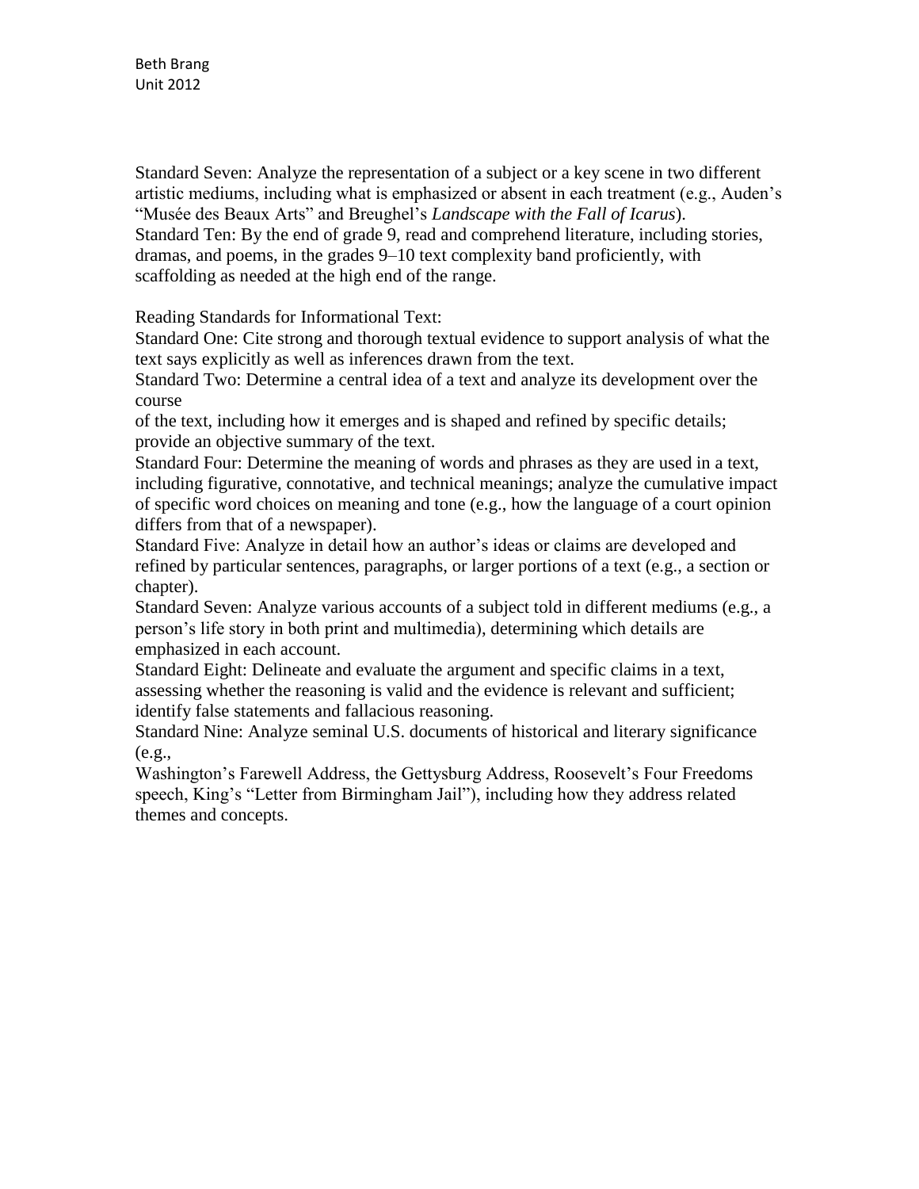Standard Seven: Analyze the representation of a subject or a key scene in two different artistic mediums, including what is emphasized or absent in each treatment (e.g., Auden's "Musée des Beaux Arts" and Breughel's *Landscape with the Fall of Icarus*).
Standard Ten: By the end of grade 9, read and comprehend literature, including stories, dramas, and poems, in the grades 9–10 text complexity band proficiently, with scaffolding as needed at the high end of the range.

Reading Standards for Informational Text:
Standard One: Cite strong and thorough textual evidence to support analysis of what the text says explicitly as well as inferences drawn from the text.
Standard Two: Determine a central idea of a text and analyze its development over the course of the text, including how it emerges and is shaped and refined by specific details; provide an objective summary of the text.
Standard Four: Determine the meaning of words and phrases as they are used in a text, including figurative, connotative, and technical meanings; analyze the cumulative impact of specific word choices on meaning and tone (e.g., how the language of a court opinion differs from that of a newspaper).
Standard Five: Analyze in detail how an author's ideas or claims are developed and refined by particular sentences, paragraphs, or larger portions of a text (e.g., a section or chapter).
Standard Seven: Analyze various accounts of a subject told in different mediums (e.g., a person's life story in both print and multimedia), determining which details are emphasized in each account.
Standard Eight: Delineate and evaluate the argument and specific claims in a text, assessing whether the reasoning is valid and the evidence is relevant and sufficient; identify false statements and fallacious reasoning.
Standard Nine: Analyze seminal U.S. documents of historical and literary significance (e.g., Washington's Farewell Address, the Gettysburg Address, Roosevelt's Four Freedoms speech, King's "Letter from Birmingham Jail"), including how they address related themes and concepts.